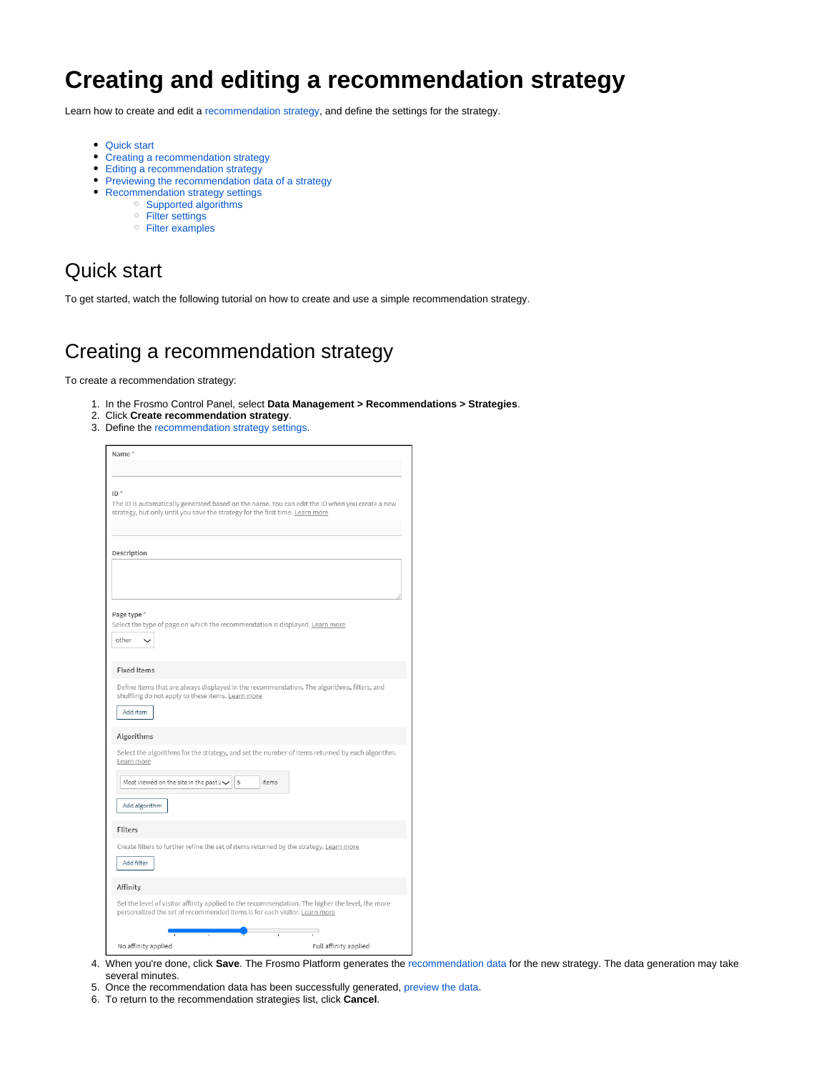# Creating and editing a recommendation strategy

Learn how to create and edit a recommendation strategy, and define the settings for the strategy.

- Quick start
- Creating a recommendation strategy
- Editing a recommendation strategy
- Previewing the recommendation data of a strategy
- Recommendation strategy settings
  - Supported algorithms
  - Filter settings
  - Filter examples

## Quick start

To get started, watch the following tutorial on how to create and use a simple recommendation strategy.

## Creating a recommendation strategy

To create a recommendation strategy:

1. In the Frosmo Control Panel, select **Data Management > Recommendations > Strategies**.
2. Click **Create recommendation strategy**.
3. Define the recommendation strategy settings.
4. When you're done, click **Save**. The Frosmo Platform generates the recommendation data for the new strategy. The data generation may take several minutes.
5. Once the recommendation data has been successfully generated, preview the data.
6. To return to the recommendation strategies list, click **Cancel**.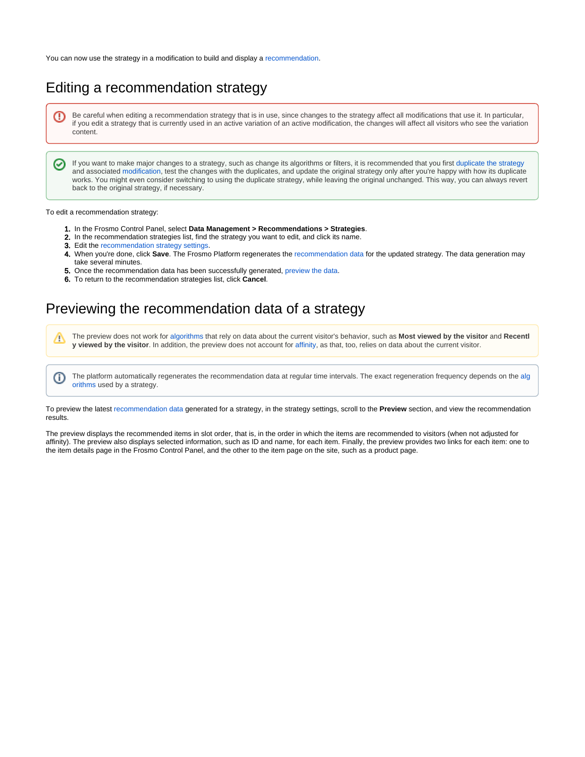You can now use the strategy in a modification to build and display a recommendation.

## Editing a recommendation strategy

> Be careful when editing a recommendation strategy that is in use, since changes to the strategy affect all modifications that use it. In particular, if you edit a strategy that is currently used in an active variation of an active modification, the changes will affect all visitors who see the variation content.

> If you want to make major changes to a strategy, such as change its algorithms or filters, it is recommended that you first duplicate the strategy and associated modification, test the changes with the duplicates, and update the original strategy only after you're happy with how its duplicate works. You might even consider switching to using the duplicate strategy, while leaving the original unchanged. This way, you can always revert back to the original strategy, if necessary.

To edit a recommendation strategy:

1. In the Frosmo Control Panel, select **Data Management > Recommendations > Strategies**.
2. In the recommendation strategies list, find the strategy you want to edit, and click its name.
3. Edit the recommendation strategy settings.
4. When you're done, click **Save**. The Frosmo Platform regenerates the recommendation data for the updated strategy. The data generation may take several minutes.
5. Once the recommendation data has been successfully generated, preview the data.
6. To return to the recommendation strategies list, click **Cancel**.

## Previewing the recommendation data of a strategy

> The preview does not work for algorithms that rely on data about the current visitor's behavior, such as **Most viewed by the visitor** and **Recently viewed by the visitor**. In addition, the preview does not account for affinity, as that, too, relies on data about the current visitor.

> The platform automatically regenerates the recommendation data at regular time intervals. The exact regeneration frequency depends on the algorithms used by a strategy.

To preview the latest recommendation data generated for a strategy, in the strategy settings, scroll to the **Preview** section, and view the recommendation results.

The preview displays the recommended items in slot order, that is, in the order in which the items are recommended to visitors (when not adjusted for affinity). The preview also displays selected information, such as ID and name, for each item. Finally, the preview provides two links for each item: one to the item details page in the Frosmo Control Panel, and the other to the item page on the site, such as a product page.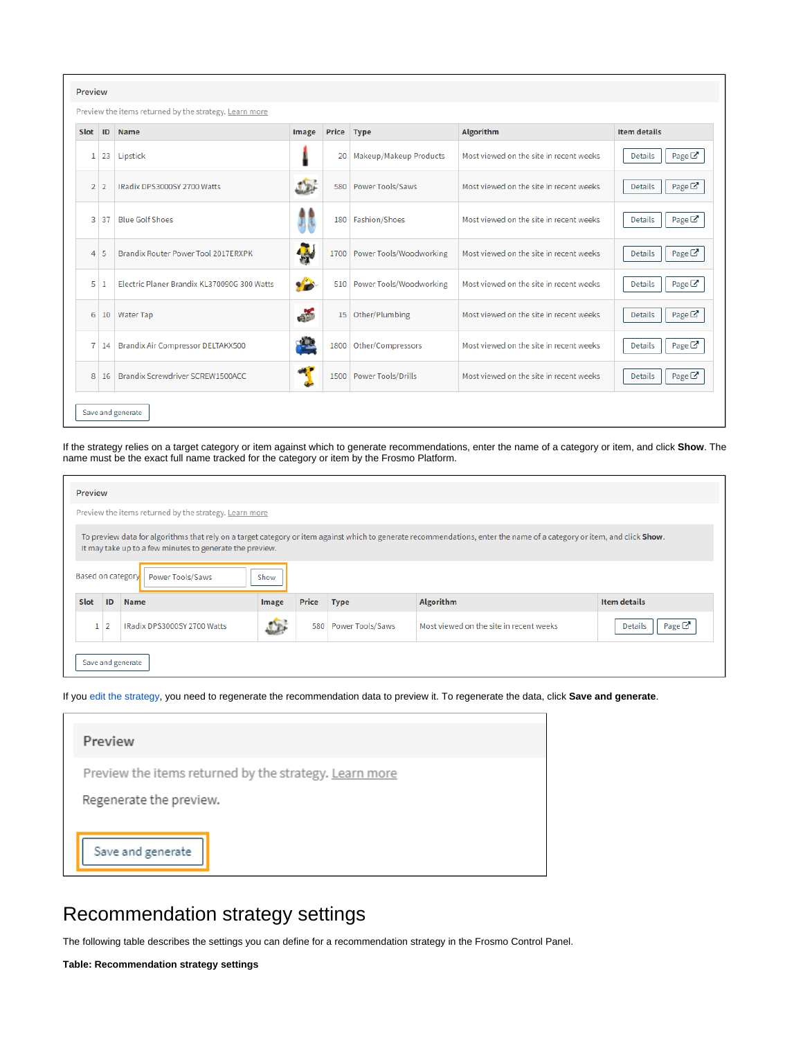**Preview**

Preview the items returned by the strategy. Learn more

| Slot | ID | Name | Image | Price | Type | Algorithm | Item details |
|---|---|---|---|---|---|---|---|
| 1 | 23 | Lipstick | | 20 | Makeup/Makeup Products | Most viewed on the site in recent weeks | Details Page |
| 2 | 2 | IRadix DPS3000SY 2700 Watts | | 580 | Power Tools/Saws | Most viewed on the site in recent weeks | Details Page |
| 3 | 37 | Blue Golf Shoes | | 180 | Fashion/Shoes | Most viewed on the site in recent weeks | Details Page |
| 4 | 5 | Brandix Router Power Tool 2017ERXPK | | 1700 | Power Tools/Woodworking | Most viewed on the site in recent weeks | Details Page |
| 5 | 1 | Electric Planer Brandix KL370090G 300 Watts | | 510 | Power Tools/Woodworking | Most viewed on the site in recent weeks | Details Page |
| 6 | 10 | Water Tap | | 15 | Other/Plumbing | Most viewed on the site in recent weeks | Details Page |
| 7 | 14 | Brandix Air Compressor DELTAKX500 | | 1800 | Other/Compressors | Most viewed on the site in recent weeks | Details Page |
| 8 | 16 | Brandix Screwdriver SCREW1500ACC | | 1500 | Power Tools/Drills | Most viewed on the site in recent weeks | Details Page |

Save and generate

If the strategy relies on a target category or item against which to generate recommendations, enter the name of a category or item, and click **Show**. The name must be the exact full name tracked for the category or item by the Frosmo Platform.

**Preview**

Preview the items returned by the strategy. Learn more

To preview data for algorithms that rely on a target category or item against which to generate recommendations, enter the name of a category or item, and click **Show**. It may take up to a few minutes to generate the preview.

Based on category: Power Tools/Saws — Show

| Slot | ID | Name | Image | Price | Type | Algorithm | Item details |
|---|---|---|---|---|---|---|---|
| 1 | 2 | IRadix DPS3000SY 2700 Watts | | 580 | Power Tools/Saws | Most viewed on the site in recent weeks | Details Page |

Save and generate

If you edit the strategy, you need to regenerate the recommendation data to preview it. To regenerate the data, click **Save and generate**.

**Preview**

Preview the items returned by the strategy. Learn more

Regenerate the preview.

Save and generate

# Recommendation strategy settings

The following table describes the settings you can define for a recommendation strategy in the Frosmo Control Panel.

**Table: Recommendation strategy settings**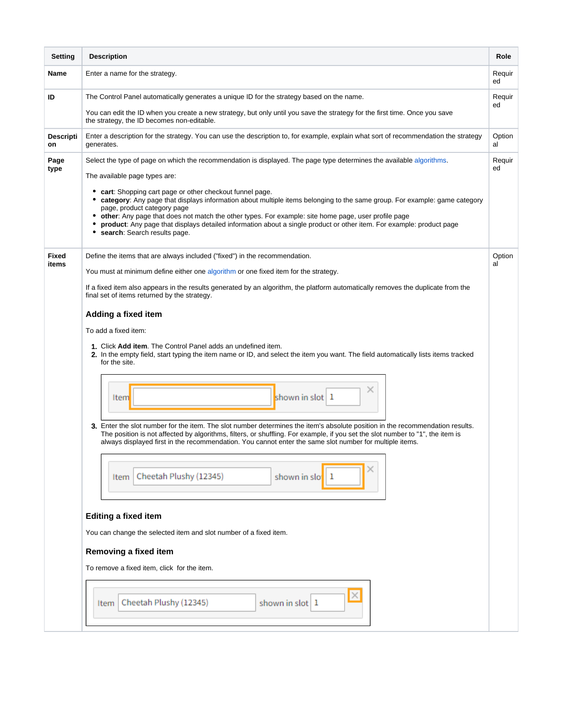| Setting | Description | Role |
|---|---|---|
| **Name** | Enter a name for the strategy. | Required |
| **ID** | The Control Panel automatically generates a unique ID for the strategy based on the name.<br><br>You can edit the ID when you create a new strategy, but only until you save the strategy for the first time. Once you save the strategy, the ID becomes non-editable. | Required |
| **Description** | Enter a description for the strategy. You can use the description to, for example, explain what sort of recommendation the strategy generates. | Optional |
| **Page type** | Select the type of page on which the recommendation is displayed. The page type determines the available algorithms.<br><br>The available page types are:<br><br>• **cart**: Shopping cart page or other checkout funnel page.<br>• **category**: Any page that displays information about multiple items belonging to the same group. For example: game category page, product category page<br>• **other**: Any page that does not match the other types. For example: site home page, user profile page<br>• **product**: Any page that displays detailed information about a single product or other item. For example: product page<br>• **search**: Search results page. | Required |
| **Fixed items** | Define the items that are always included ("fixed") in the recommendation.<br><br>You must at minimum define either one algorithm or one fixed item for the strategy.<br><br>If a fixed item also appears in the results generated by an algorithm, the platform automatically removes the duplicate from the final set of items returned by the strategy.<br><br>**Adding a fixed item**<br><br>To add a fixed item:<br><br>1. Click **Add item**. The Control Panel adds an undefined item.<br>2. In the empty field, start typing the item name or ID, and select the item you want. The field automatically lists items tracked for the site.<br>3. Enter the slot number for the item. The slot number determines the item's absolute position in the recommendation results. The position is not affected by algorithms, filters, or shuffling. For example, if you set the slot number to "1", the item is always displayed first in the recommendation. You cannot enter the same slot number for multiple items.<br><br>**Editing a fixed item**<br><br>You can change the selected item and slot number of a fixed item.<br><br>**Removing a fixed item**<br><br>To remove a fixed item, click  for the item. | Optional |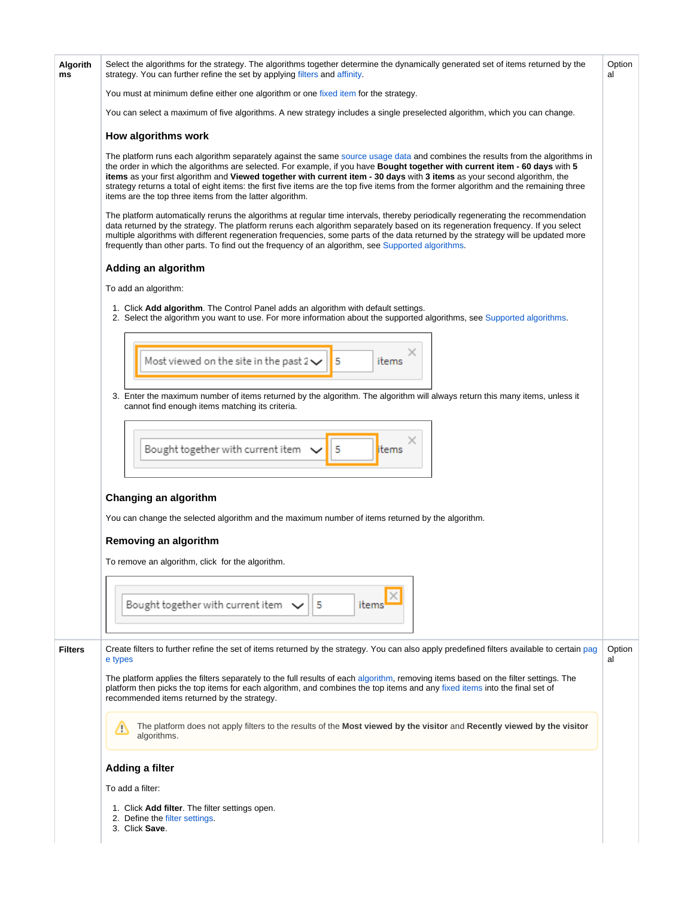| Algorithms | Select the algorithms for the strategy. The algorithms together determine the dynamically generated set of items returned by the strategy. You can further refine the set by applying filters and affinity.<br><br>You must at minimum define either one algorithm or one fixed item for the strategy.<br><br>You can select a maximum of five algorithms. A new strategy includes a single preselected algorithm, which you can change.<br><br>**How algorithms work**<br><br>The platform runs each algorithm separately against the same source usage data and combines the results from the algorithms in the order in which the algorithms are selected. For example, if you have **Bought together with current item - 60 days** with **5 items** as your first algorithm and **Viewed together with current item - 30 days** with **3 items** as your second algorithm, the strategy returns a total of eight items: the first five items are the top five items from the former algorithm and the remaining three items are the top three items from the latter algorithm.<br><br>The platform automatically reruns the algorithms at regular time intervals, thereby periodically regenerating the recommendation data returned by the strategy. The platform reruns each algorithm separately based on its regeneration frequency. If you select multiple algorithms with different regeneration frequencies, some parts of the data returned by the strategy will be updated more frequently than other parts. To find out the frequency of an algorithm, see Supported algorithms.<br><br>**Adding an algorithm**<br><br>To add an algorithm:<br><br>1. Click **Add algorithm**. The Control Panel adds an algorithm with default settings.<br>2. Select the algorithm you want to use. For more information about the supported algorithms, see Supported algorithms.<br><br>Most viewed on the site in the past 2 ⌄ 5 items ×<br><br>3. Enter the maximum number of items returned by the algorithm. The algorithm will always return this many items, unless it cannot find enough items matching its criteria.<br><br>Bought together with current item ⌄ 5 items ×<br><br>**Changing an algorithm**<br><br>You can change the selected algorithm and the maximum number of items returned by the algorithm.<br><br>**Removing an algorithm**<br><br>To remove an algorithm, click  for the algorithm.<br><br>Bought together with current item ⌄ 5 items × | Optional |
|---|---|---|
| **Filters** | Create filters to further refine the set of items returned by the strategy. You can also apply predefined filters available to certain page types<br><br>The platform applies the filters separately to the full results of each algorithm, removing items based on the filter settings. The platform then picks the top items for each algorithm, and combines the top items and any fixed items into the final set of recommended items returned by the strategy.<br><br>⚠ The platform does not apply filters to the results of the **Most viewed by the visitor** and **Recently viewed by the visitor** algorithms.<br><br>**Adding a filter**<br><br>To add a filter:<br><br>1. Click **Add filter**. The filter settings open.<br>2. Define the filter settings.<br>3. Click **Save**. | Optional |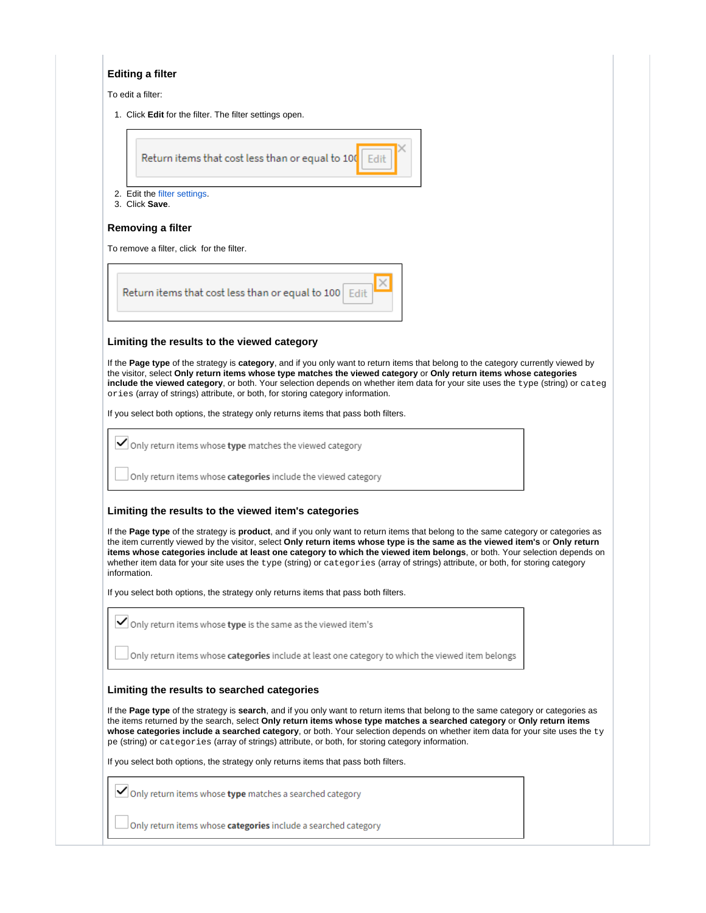### Editing a filter

To edit a filter:

1. Click **Edit** for the filter. The filter settings open.
2. Edit the filter settings.
3. Click **Save**.

### Removing a filter

To remove a filter, click  for the filter.

### Limiting the results to the viewed category

If the **Page type** of the strategy is **category**, and if you only want to return items that belong to the category currently viewed by the visitor, select **Only return items whose type matches the viewed category** or **Only return items whose categories include the viewed category**, or both. Your selection depends on whether item data for your site uses the `type` (string) or `categories` (array of strings) attribute, or both, for storing category information.

If you select both options, the strategy only returns items that pass both filters.

### Limiting the results to the viewed item's categories

If the **Page type** of the strategy is **product**, and if you only want to return items that belong to the same category or categories as the item currently viewed by the visitor, select **Only return items whose type is the same as the viewed item's** or **Only return items whose categories include at least one category to which the viewed item belongs**, or both. Your selection depends on whether item data for your site uses the `type` (string) or `categories` (array of strings) attribute, or both, for storing category information.

If you select both options, the strategy only returns items that pass both filters.

### Limiting the results to searched categories

If the **Page type** of the strategy is **search**, and if you only want to return items that belong to the same category or categories as the items returned by the search, select **Only return items whose type matches a searched category** or **Only return items whose categories include a searched category**, or both. Your selection depends on whether item data for your site uses the `type` (string) or `categories` (array of strings) attribute, or both, for storing category information.

If you select both options, the strategy only returns items that pass both filters.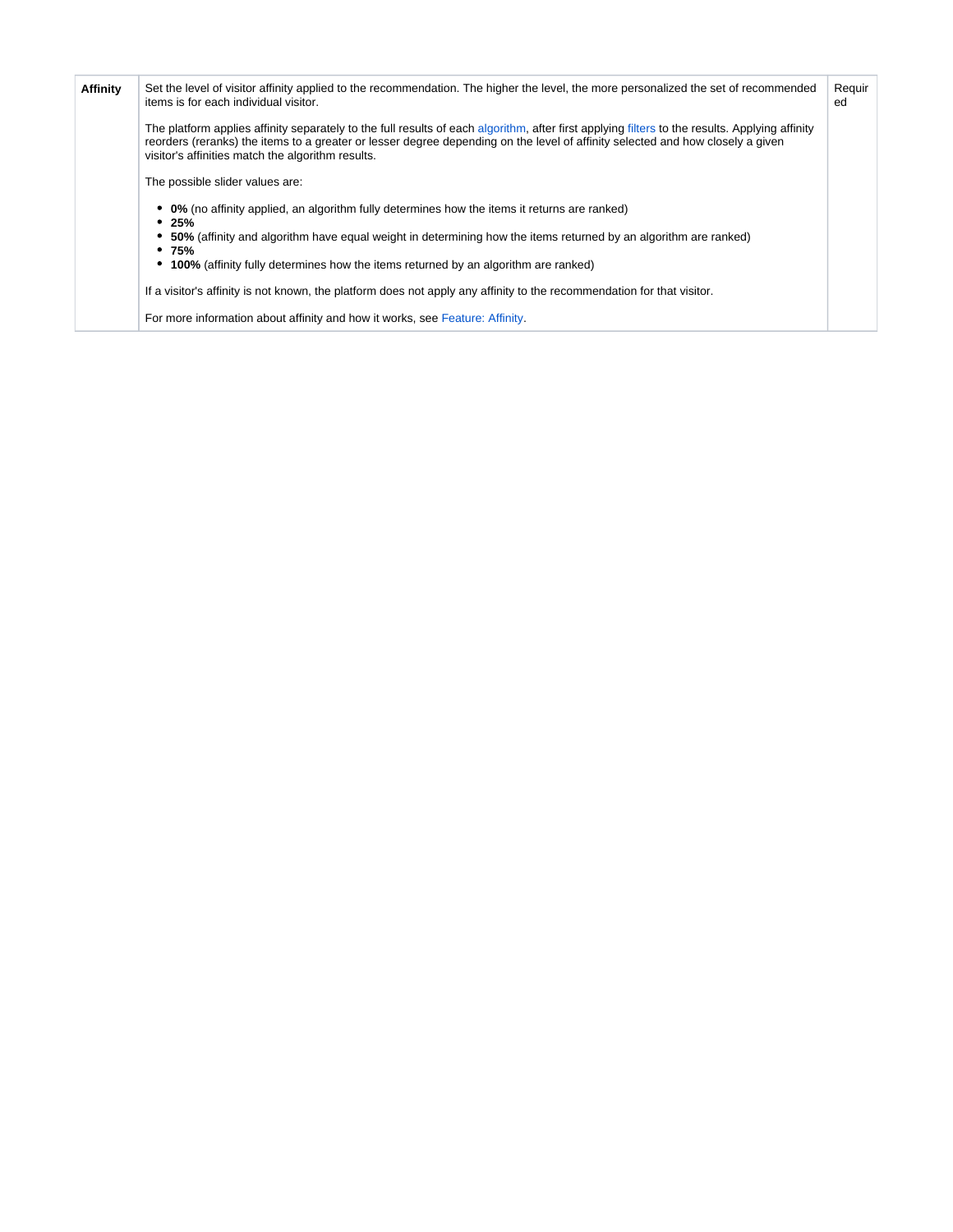| **Affinity** | Set the level of visitor affinity applied to the recommendation. The higher the level, the more personalized the set of recommended items is for each individual visitor.<br><br>The platform applies affinity separately to the full results of each algorithm, after first applying filters to the results. Applying affinity reorders (reranks) the items to a greater or lesser degree depending on the level of affinity selected and how closely a given visitor's affinities match the algorithm results.<br><br>The possible slider values are:<br><br>• **0%** (no affinity applied, an algorithm fully determines how the items it returns are ranked)<br>• **25%**<br>• **50%** (affinity and algorithm have equal weight in determining how the items returned by an algorithm are ranked)<br>• **75%**<br>• **100%** (affinity fully determines how the items returned by an algorithm are ranked)<br><br>If a visitor's affinity is not known, the platform does not apply any affinity to the recommendation for that visitor.<br><br>For more information about affinity and how it works, see Feature: Affinity. | Required |
|---|---|---|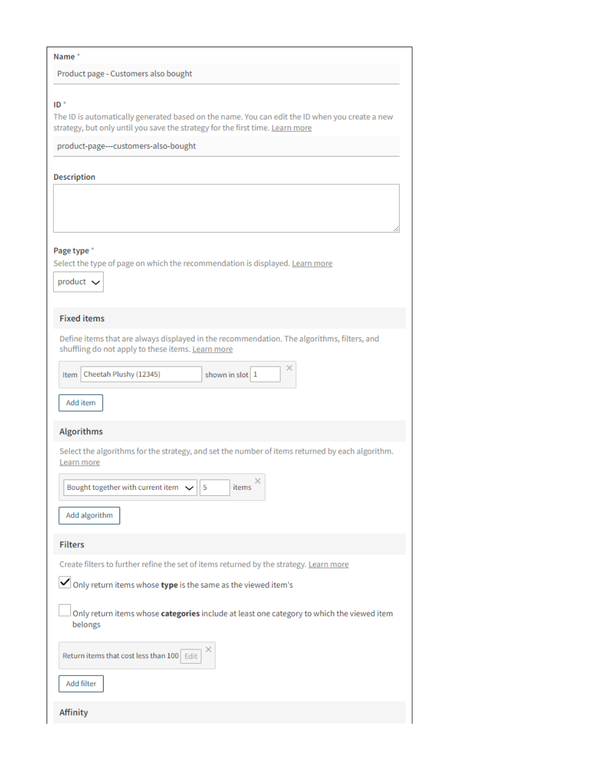**Name** *

Product page - Customers also bought

**ID** *

The ID is automatically generated based on the name. You can edit the ID when you create a new strategy, but only until you save the strategy for the first time. Learn more

product-page---customers-also-bought

**Description**

**Page type** *

Select the type of page on which the recommendation is displayed. Learn more

product

### Fixed items

Define items that are always displayed in the recommendation. The algorithms, filters, and shuffling do not apply to these items. Learn more

Item: Cheetah Plushy (12345) shown in slot 1

Add item

### Algorithms

Select the algorithms for the strategy, and set the number of items returned by each algorithm. Learn more

Bought together with current item: 5 items

Add algorithm

### Filters

Create filters to further refine the set of items returned by the strategy. Learn more

- [x] Only return items whose **type** is the same as the viewed item's
- [ ] Only return items whose **categories** include at least one category to which the viewed item belongs

Return items that cost less than 100 Edit

Add filter

### Affinity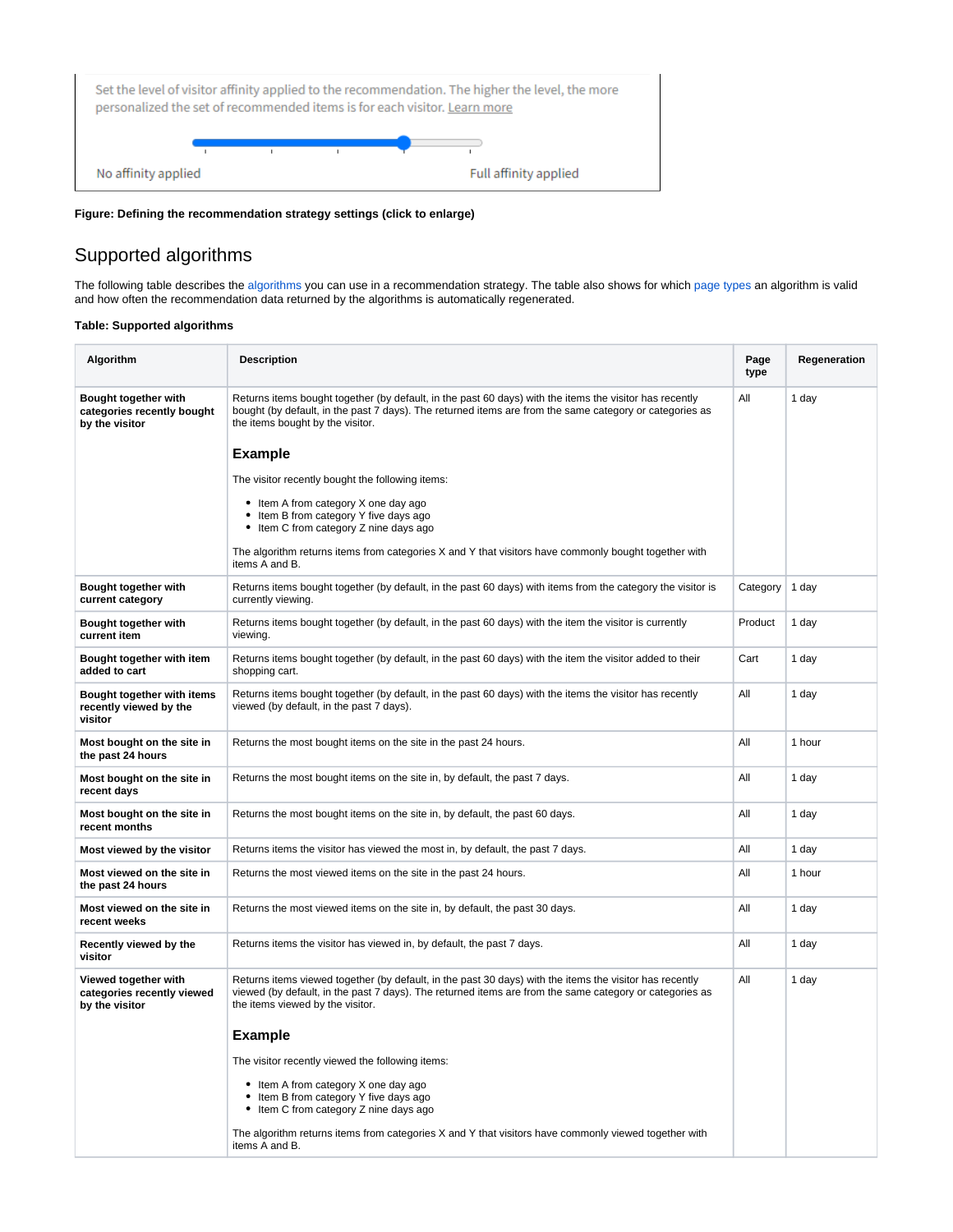Set the level of visitor affinity applied to the recommendation. The higher the level, the more personalized the set of recommended items is for each visitor. Learn more

No affinity applied | Full affinity applied

**Figure: Defining the recommendation strategy settings (click to enlarge)**

## Supported algorithms

The following table describes the algorithms you can use in a recommendation strategy. The table also shows for which page types an algorithm is valid and how often the recommendation data returned by the algorithms is automatically regenerated.

**Table: Supported algorithms**

| Algorithm | Description | Page type | Regeneration |
|---|---|---|---|
| **Bought together with categories recently bought by the visitor** | Returns items bought together (by default, in the past 60 days) with the items the visitor has recently bought (by default, in the past 7 days). The returned items are from the same category or categories as the items bought by the visitor.<br><br>**Example**<br><br>The visitor recently bought the following items:<br>• Item A from category X one day ago<br>• Item B from category Y five days ago<br>• Item C from category Z nine days ago<br><br>The algorithm returns items from categories X and Y that visitors have commonly bought together with items A and B. | All | 1 day |
| **Bought together with current category** | Returns items bought together (by default, in the past 60 days) with items from the category the visitor is currently viewing. | Category | 1 day |
| **Bought together with current item** | Returns items bought together (by default, in the past 60 days) with the item the visitor is currently viewing. | Product | 1 day |
| **Bought together with item added to cart** | Returns items bought together (by default, in the past 60 days) with the item the visitor added to their shopping cart. | Cart | 1 day |
| **Bought together with items recently viewed by the visitor** | Returns items bought together (by default, in the past 60 days) with the items the visitor has recently viewed (by default, in the past 7 days). | All | 1 day |
| **Most bought on the site in the past 24 hours** | Returns the most bought items on the site in the past 24 hours. | All | 1 hour |
| **Most bought on the site in recent days** | Returns the most bought items on the site in, by default, the past 7 days. | All | 1 day |
| **Most bought on the site in recent months** | Returns the most bought items on the site in, by default, the past 60 days. | All | 1 day |
| **Most viewed by the visitor** | Returns items the visitor has viewed the most in, by default, the past 7 days. | All | 1 day |
| **Most viewed on the site in the past 24 hours** | Returns the most viewed items on the site in the past 24 hours. | All | 1 hour |
| **Most viewed on the site in recent weeks** | Returns the most viewed items on the site in, by default, the past 30 days. | All | 1 day |
| **Recently viewed by the visitor** | Returns items the visitor has viewed in, by default, the past 7 days. | All | 1 day |
| **Viewed together with categories recently viewed by the visitor** | Returns items viewed together (by default, in the past 30 days) with the items the visitor has recently viewed (by default, in the past 7 days). The returned items are from the same category or categories as the items viewed by the visitor.<br><br>**Example**<br><br>The visitor recently viewed the following items:<br>• Item A from category X one day ago<br>• Item B from category Y five days ago<br>• Item C from category Z nine days ago<br><br>The algorithm returns items from categories X and Y that visitors have commonly viewed together with items A and B. | All | 1 day |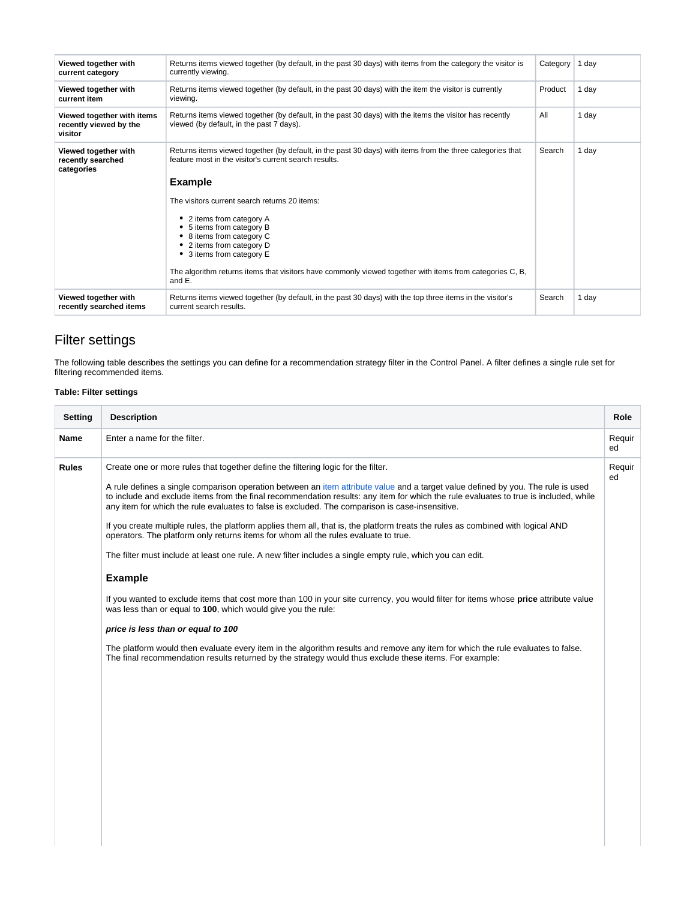| | | | |
|---|---|---|---|
| **Viewed together with current category** | Returns items viewed together (by default, in the past 30 days) with items from the category the visitor is currently viewing. | Category | 1 day |
| **Viewed together with current item** | Returns items viewed together (by default, in the past 30 days) with the item the visitor is currently viewing. | Product | 1 day |
| **Viewed together with items recently viewed by the visitor** | Returns items viewed together (by default, in the past 30 days) with the items the visitor has recently viewed (by default, in the past 7 days). | All | 1 day |
| **Viewed together with recently searched categories** | Returns items viewed together (by default, in the past 30 days) with items from the three categories that feature most in the visitor's current search results.<br><br>**Example**<br><br>The visitors current search returns 20 items:<br><br>• 2 items from category A<br>• 5 items from category B<br>• 8 items from category C<br>• 2 items from category D<br>• 3 items from category E<br><br>The algorithm returns items that visitors have commonly viewed together with items from categories C, B, and E. | Search | 1 day |
| **Viewed together with recently searched items** | Returns items viewed together (by default, in the past 30 days) with the top three items in the visitor's current search results. | Search | 1 day |

## Filter settings

The following table describes the settings you can define for a recommendation strategy filter in the Control Panel. A filter defines a single rule set for filtering recommended items.

**Table: Filter settings**

| Setting | Description | Role |
|---|---|---|
| **Name** | Enter a name for the filter. | Required |
| **Rules** | Create one or more rules that together define the filtering logic for the filter.<br><br>A rule defines a single comparison operation between an item attribute value and a target value defined by you. The rule is used to include and exclude items from the final recommendation results: any item for which the rule evaluates to true is included, while any item for which the rule evaluates to false is excluded. The comparison is case-insensitive.<br><br>If you create multiple rules, the platform applies them all, that is, the platform treats the rules as combined with logical AND operators. The platform only returns items for whom all the rules evaluate to true.<br><br>The filter must include at least one rule. A new filter includes a single empty rule, which you can edit.<br><br>**Example**<br><br>If you wanted to exclude items that cost more than 100 in your site currency, you would filter for items whose **price** attribute value was less than or equal to **100**, which would give you the rule:<br><br>***price is less than or equal to 100***<br><br>The platform would then evaluate every item in the algorithm results and remove any item for which the rule evaluates to false. The final recommendation results returned by the strategy would thus exclude these items. For example: | Required |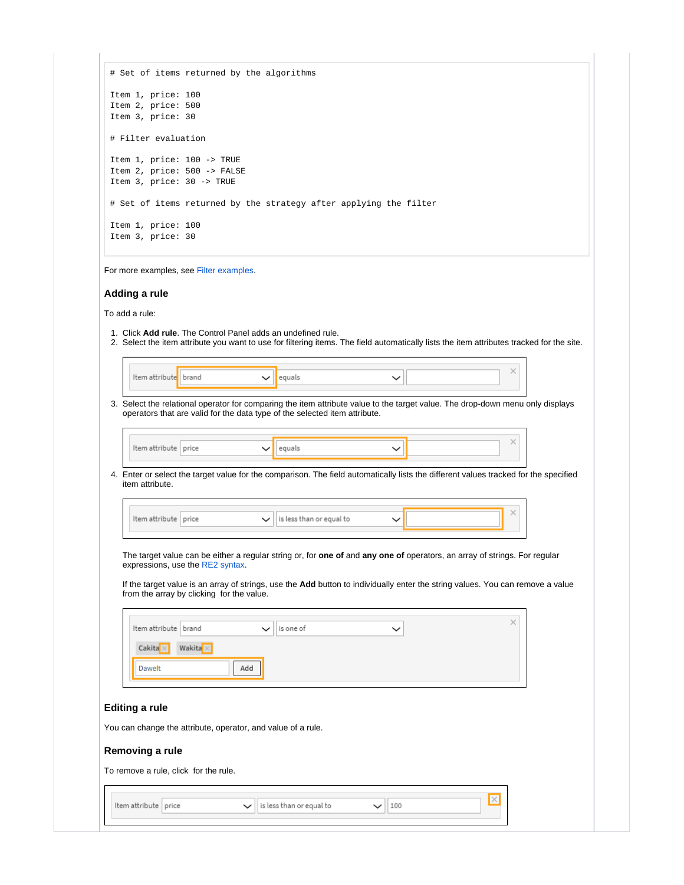```
# Set of items returned by the algorithms

Item 1, price: 100
Item 2, price: 500
Item 3, price: 30

# Filter evaluation

Item 1, price: 100 -> TRUE
Item 2, price: 500 -> FALSE
Item 3, price: 30 -> TRUE

# Set of items returned by the strategy after applying the filter

Item 1, price: 100
Item 3, price: 30
```

For more examples, see Filter examples.

### Adding a rule

To add a rule:

1. Click **Add rule**. The Control Panel adds an undefined rule.
2. Select the item attribute you want to use for filtering items. The field automatically lists the item attributes tracked for the site.

3. Select the relational operator for comparing the item attribute value to the target value. The drop-down menu only displays operators that are valid for the data type of the selected item attribute.

4. Enter or select the target value for the comparison. The field automatically lists the different values tracked for the specified item attribute.

   The target value can be either a regular string or, for **one of** and **any one of** operators, an array of strings. For regular expressions, use the RE2 syntax.

   If the target value is an array of strings, use the **Add** button to individually enter the string values. You can remove a value from the array by clicking  for the value.

### Editing a rule

You can change the attribute, operator, and value of a rule.

### Removing a rule

To remove a rule, click  for the rule.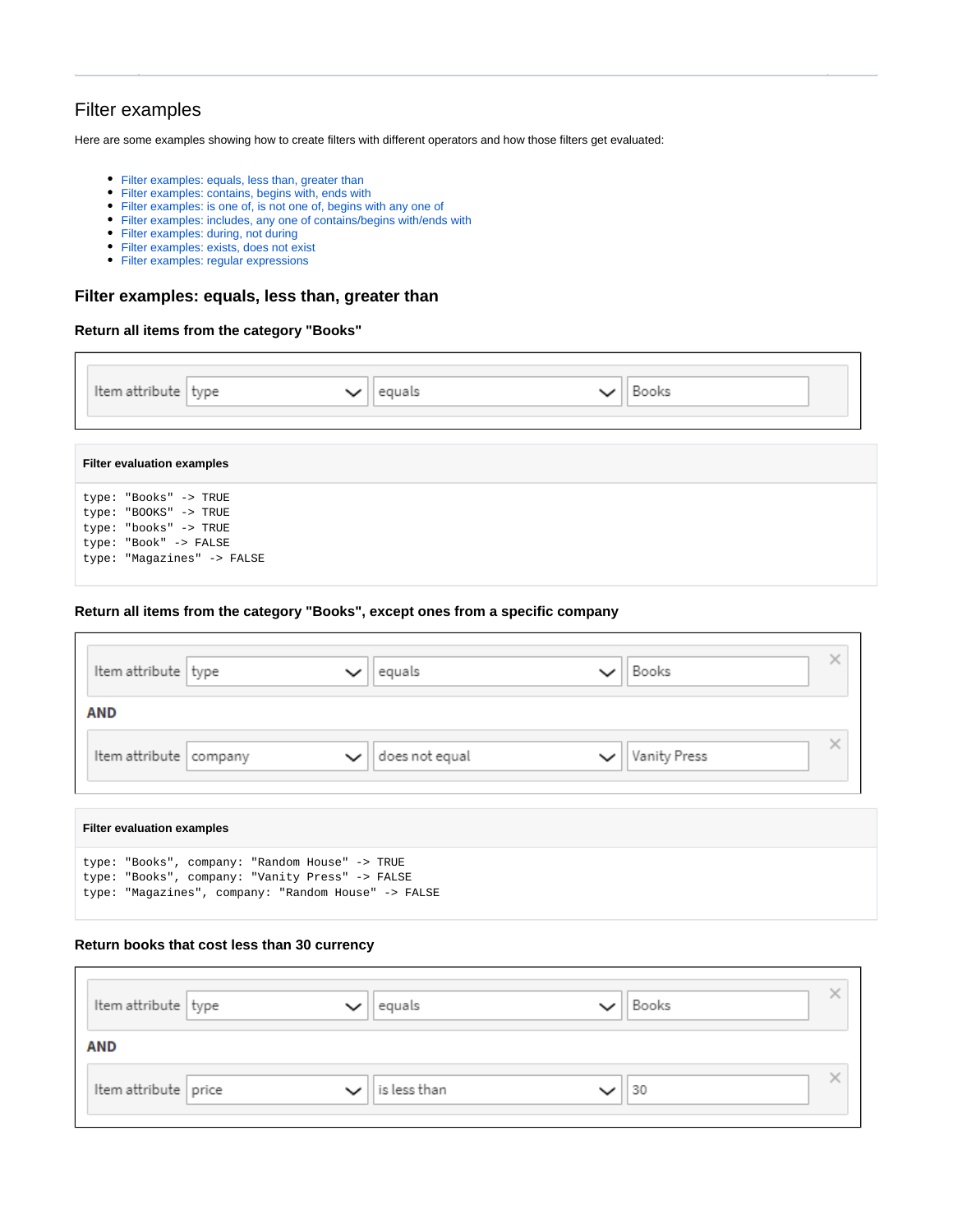## Filter examples

Here are some examples showing how to create filters with different operators and how those filters get evaluated:

- Filter examples: equals, less than, greater than
- Filter examples: contains, begins with, ends with
- Filter examples: is one of, is not one of, begins with any one of
- Filter examples: includes, any one of contains/begins with/ends with
- Filter examples: during, not during
- Filter examples: exists, does not exist
- Filter examples: regular expressions

### Filter examples: equals, less than, greater than

#### Return all items from the category "Books"

Item attribute | type | equals | Books

**Filter evaluation examples**

```
type: "Books" -> TRUE
type: "BOOKS" -> TRUE
type: "books" -> TRUE
type: "Book" -> FALSE
type: "Magazines" -> FALSE
```

#### Return all items from the category "Books", except ones from a specific company

Item attribute | type | equals | Books

**AND**

Item attribute | company | does not equal | Vanity Press

**Filter evaluation examples**

```
type: "Books", company: "Random House" -> TRUE
type: "Books", company: "Vanity Press" -> FALSE
type: "Magazines", company: "Random House" -> FALSE
```

#### Return books that cost less than 30 currency

Item attribute | type | equals | Books

**AND**

Item attribute | price | is less than | 30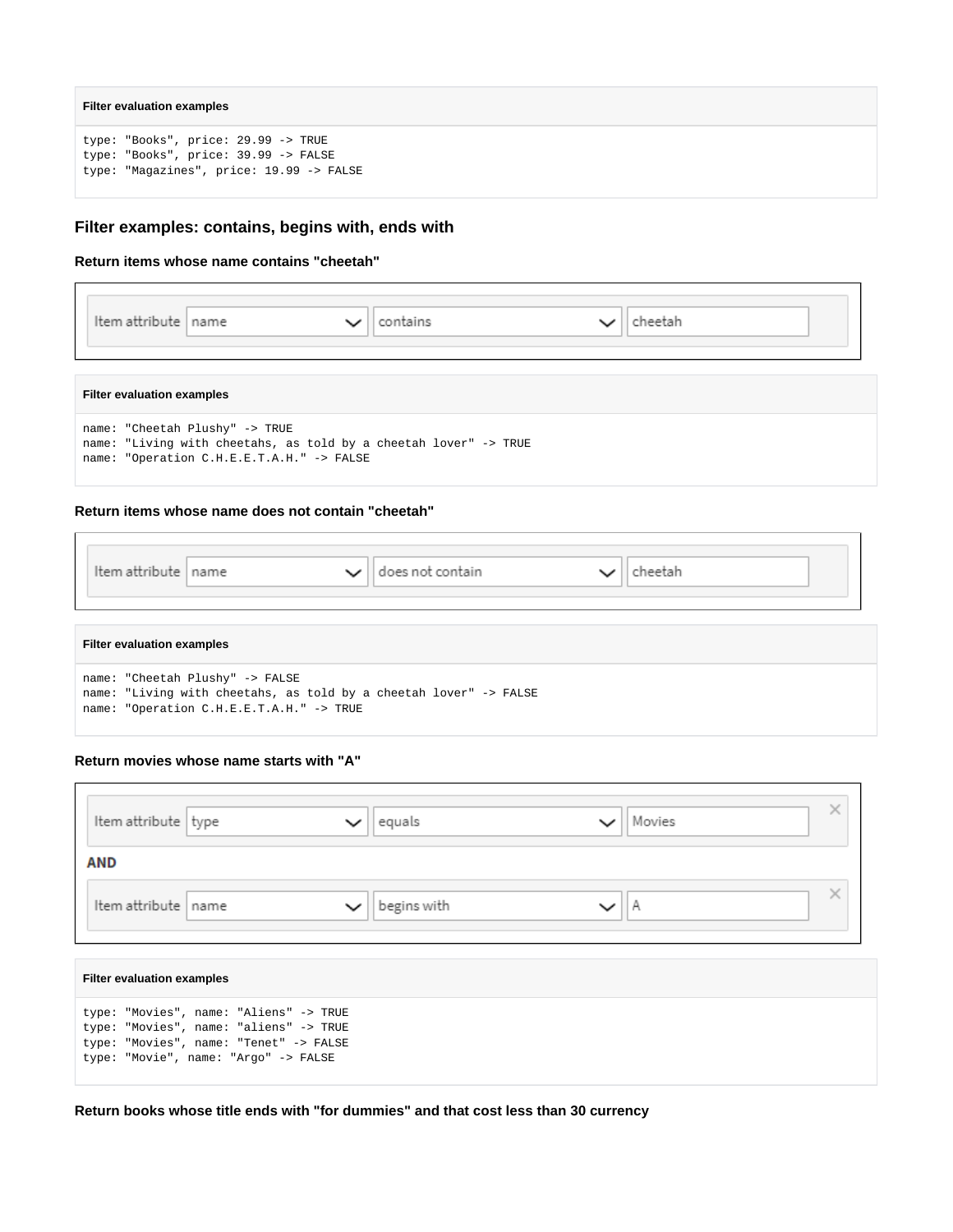**Filter evaluation examples**

```
type: "Books", price: 29.99 -> TRUE
type: "Books", price: 39.99 -> FALSE
type: "Magazines", price: 19.99 -> FALSE
```

## Filter examples: contains, begins with, ends with

### Return items whose name contains "cheetah"

| Item attribute | name | contains | cheetah |
|---|---|---|---|

**Filter evaluation examples**

```
name: "Cheetah Plushy" -> TRUE
name: "Living with cheetahs, as told by a cheetah lover" -> TRUE
name: "Operation C.H.E.E.T.A.H." -> FALSE
```

### Return items whose name does not contain "cheetah"

| Item attribute | name | does not contain | cheetah |
|---|---|---|---|

**Filter evaluation examples**

```
name: "Cheetah Plushy" -> FALSE
name: "Living with cheetahs, as told by a cheetah lover" -> FALSE
name: "Operation C.H.E.E.T.A.H." -> TRUE
```

### Return movies whose name starts with "A"

| Item attribute | type | equals | Movies |
|---|---|---|---|
| **AND** | | | |
| Item attribute | name | begins with | A |

**Filter evaluation examples**

```
type: "Movies", name: "Aliens" -> TRUE
type: "Movies", name: "aliens" -> TRUE
type: "Movies", name: "Tenet" -> FALSE
type: "Movie", name: "Argo" -> FALSE
```

### Return books whose title ends with "for dummies" and that cost less than 30 currency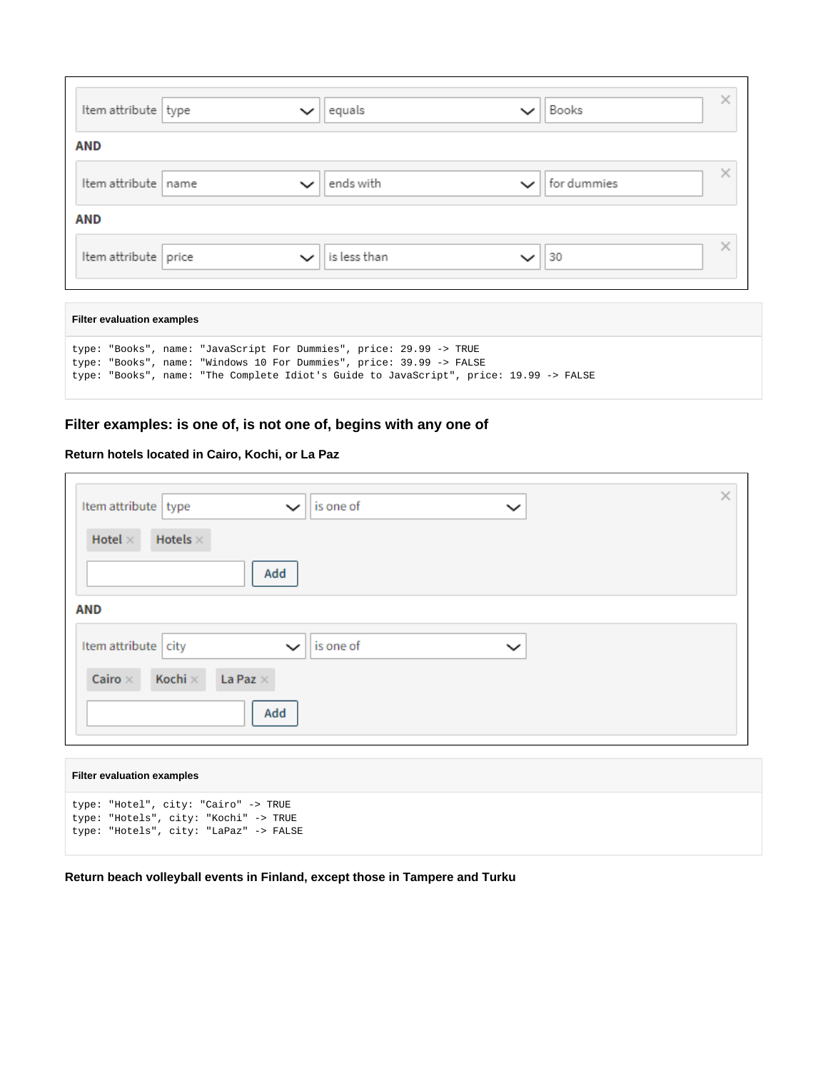Item attribute | type | equals | Books

**AND**

Item attribute | name | ends with | for dummies

**AND**

Item attribute | price | is less than | 30

**Filter evaluation examples**

```
type: "Books", name: "JavaScript For Dummies", price: 29.99 -> TRUE
type: "Books", name: "Windows 10 For Dummies", price: 39.99 -> FALSE
type: "Books", name: "The Complete Idiot's Guide to JavaScript", price: 19.99 -> FALSE
```

### Filter examples: is one of, is not one of, begins with any one of

#### Return hotels located in Cairo, Kochi, or La Paz

Item attribute | type | is one of

Hotel × Hotels ×

Add

**AND**

Item attribute | city | is one of

Cairo × Kochi × La Paz ×

Add

**Filter evaluation examples**

```
type: "Hotel", city: "Cairo" -> TRUE
type: "Hotels", city: "Kochi" -> TRUE
type: "Hotels", city: "LaPaz" -> FALSE
```

#### Return beach volleyball events in Finland, except those in Tampere and Turku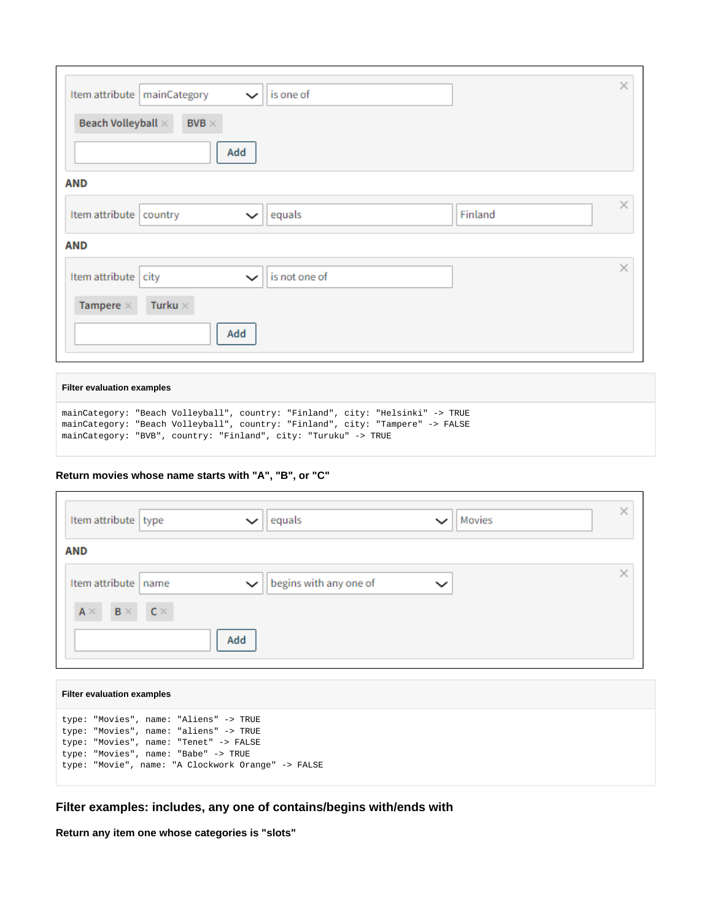Item attribute mainCategory is one of

Beach Volleyball × BVB ×

Add

**AND**

Item attribute country equals Finland

**AND**

Item attribute city is not one of

Tampere × Turku ×

Add

**Filter evaluation examples**

```
mainCategory: "Beach Volleyball", country: "Finland", city: "Helsinki" -> TRUE
mainCategory: "Beach Volleyball", country: "Finland", city: "Tampere" -> FALSE
mainCategory: "BVB", country: "Finland", city: "Turuku" -> TRUE
```

**Return movies whose name starts with "A", "B", or "C"**

Item attribute type equals Movies

**AND**

Item attribute name begins with any one of

A × B × C ×

Add

**Filter evaluation examples**

```
type: "Movies", name: "Aliens" -> TRUE
type: "Movies", name: "aliens" -> TRUE
type: "Movies", name: "Tenet" -> FALSE
type: "Movies", name: "Babe" -> TRUE
type: "Movie", name: "A Clockwork Orange" -> FALSE
```

## Filter examples: includes, any one of contains/begins with/ends with

**Return any item one whose categories is "slots"**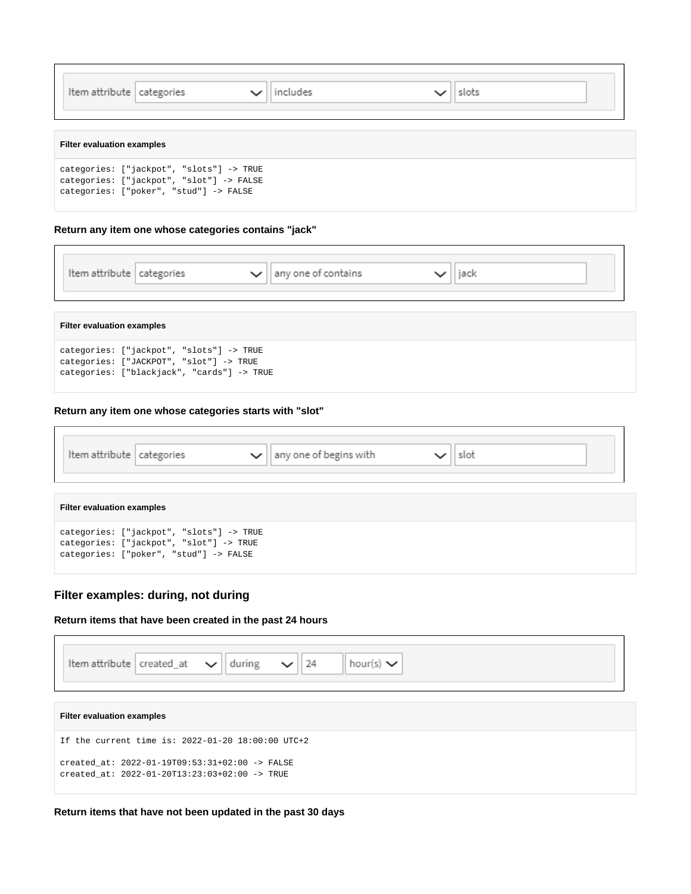Item attribute | categories | includes | slots

**Filter evaluation examples**

```
categories: ["jackpot", "slots"] -> TRUE
categories: ["jackpot", "slot"] -> FALSE
categories: ["poker", "stud"] -> FALSE
```

**Return any item one whose categories contains "jack"**

Item attribute | categories | any one of contains | jack

**Filter evaluation examples**

```
categories: ["jackpot", "slots"] -> TRUE
categories: ["JACKPOT", "slot"] -> TRUE
categories: ["blackjack", "cards"] -> TRUE
```

**Return any item one whose categories starts with "slot"**

Item attribute | categories | any one of begins with | slot

**Filter evaluation examples**

```
categories: ["jackpot", "slots"] -> TRUE
categories: ["jackpot", "slot"] -> TRUE
categories: ["poker", "stud"] -> FALSE
```

## Filter examples: during, not during

**Return items that have been created in the past 24 hours**

Item attribute | created_at | during | 24 | hour(s)

**Filter evaluation examples**

```
If the current time is: 2022-01-20 18:00:00 UTC+2

created_at: 2022-01-19T09:53:31+02:00 -> FALSE
created_at: 2022-01-20T13:23:03+02:00 -> TRUE
```

**Return items that have not been updated in the past 30 days**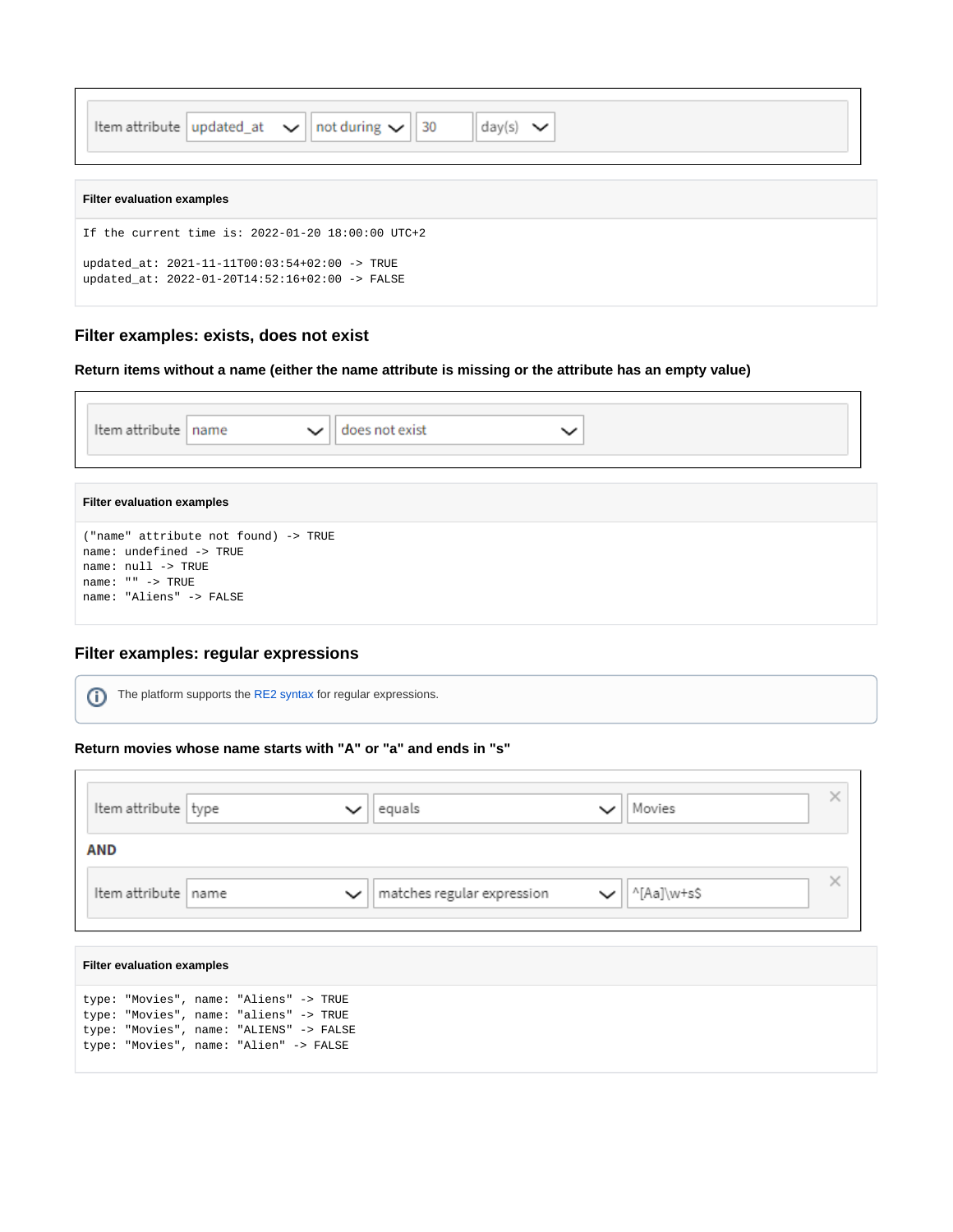Item attribute | updated_at | not during | 30 | day(s)

**Filter evaluation examples**

```
If the current time is: 2022-01-20 18:00:00 UTC+2

updated_at: 2021-11-11T00:03:54+02:00 -> TRUE
updated_at: 2022-01-20T14:52:16+02:00 -> FALSE
```

### Filter examples: exists, does not exist

#### Return items without a name (either the name attribute is missing or the attribute has an empty value)

Item attribute | name | does not exist

**Filter evaluation examples**

```
("name" attribute not found) -> TRUE
name: undefined -> TRUE
name: null -> TRUE
name: "" -> TRUE
name: "Aliens" -> FALSE
```

### Filter examples: regular expressions

The platform supports the RE2 syntax for regular expressions.

#### Return movies whose name starts with "A" or "a" and ends in "s"

Item attribute | type | equals | Movies

**AND**

Item attribute | name | matches regular expression | ^[Aa]\w+s$

**Filter evaluation examples**

```
type: "Movies", name: "Aliens" -> TRUE
type: "Movies", name: "aliens" -> TRUE
type: "Movies", name: "ALIENS" -> FALSE
type: "Movies", name: "Alien" -> FALSE
```